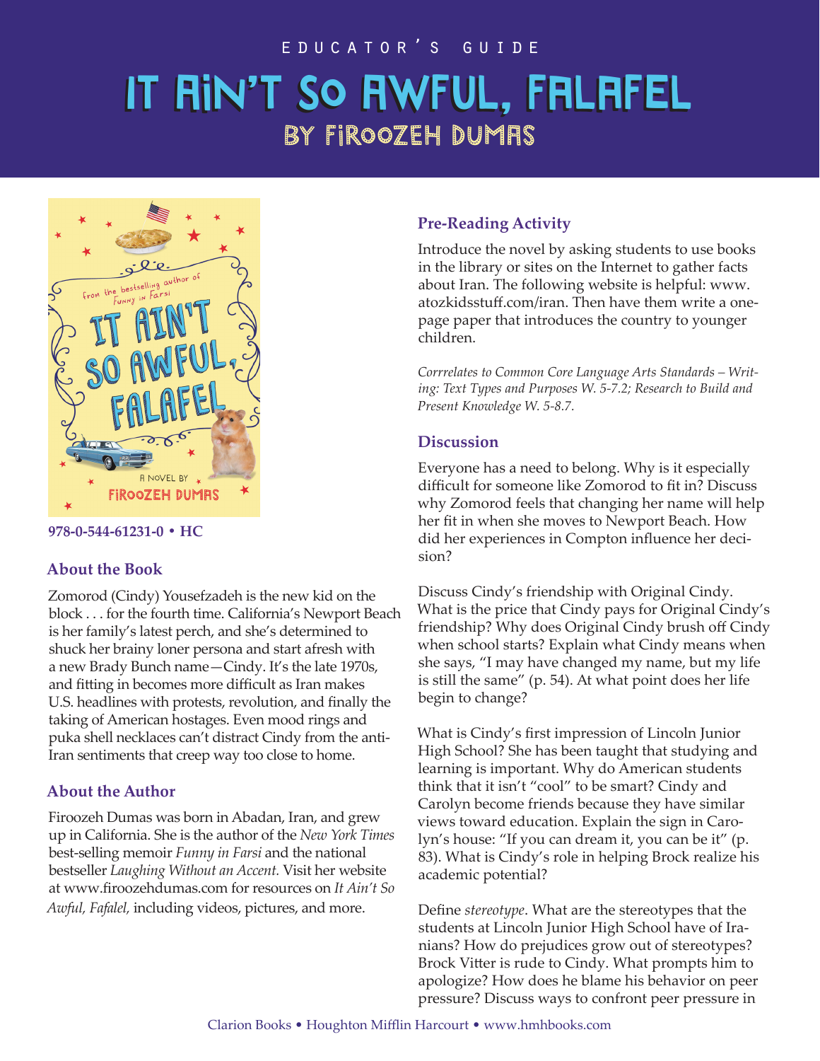EDUCATOR'S GUIDE

# It Ain't So Awful, Falafel

## by Firoozeh Dumas

978-0-544-61231-0 • HC

### About the Book

Zomorod (Cindy) Yousefzadeh is the new kid on the block . . . for the fourth time. California's Newport Beach is her family's latest perch, and she's determined to shuck her brainy loner persona and start afresh with a new Brady Bunch name—Cindy. It's the late 1970s, and fitting in becomes more difficult as Iran makes U.S. headlines with protests, revolution, and finally the taking of American hostages. Even mood rings and puka shell necklaces can't distract Cindy from the anti-Iran sentiments that creep way too close to home.

### About the Author

Firoozeh Dumas was born in Abadan, Iran, and grew up in California. She is the author of the *New York Times* best-selling memoir *Funny in Farsi* and the national bestseller *Laughing Without an Accent.* Visit her website at www.firoozehdumas.com for resources on *It Ain't So Awful, Fafalel,* including videos, pictures, and more.

### Pre-Reading Activity

Introduce the novel by asking students to use books in the library or sites on the Internet to gather facts about Iran. The following website is helpful: www.atozkidsstuff.com/iran. Then have them write a one-page paper that introduces the country to younger children.

*Corrrelates to Common Core Language Arts Standards – Writing: Text Types and Purposes W. 5-7.2; Research to Build and Present Knowledge W. 5-8.7.*

### Discussion

Everyone has a need to belong. Why is it especially difficult for someone like Zomorod to fit in? Discuss why Zomorod feels that changing her name will help her fit in when she moves to Newport Beach. How did her experiences in Compton influence her decision?

Discuss Cindy's friendship with Original Cindy. What is the price that Cindy pays for Original Cindy's friendship? Why does Original Cindy brush off Cindy when school starts? Explain what Cindy means when she says, "I may have changed my name, but my life is still the same" (p. 54). At what point does her life begin to change?

What is Cindy's first impression of Lincoln Junior High School? She has been taught that studying and learning is important. Why do American students think that it isn't "cool" to be smart? Cindy and Carolyn become friends because they have similar views toward education. Explain the sign in Carolyn's house: "If you can dream it, you can be it" (p. 83). What is Cindy's role in helping Brock realize his academic potential?

Define *stereotype*. What are the stereotypes that the students at Lincoln Junior High School have of Iranians? How do prejudices grow out of stereotypes? Brock Vitter is rude to Cindy. What prompts him to apologize? How does he blame his behavior on peer pressure? Discuss ways to confront peer pressure in

Clarion Books • Houghton Mifflin Harcourt • www.hmhbooks.com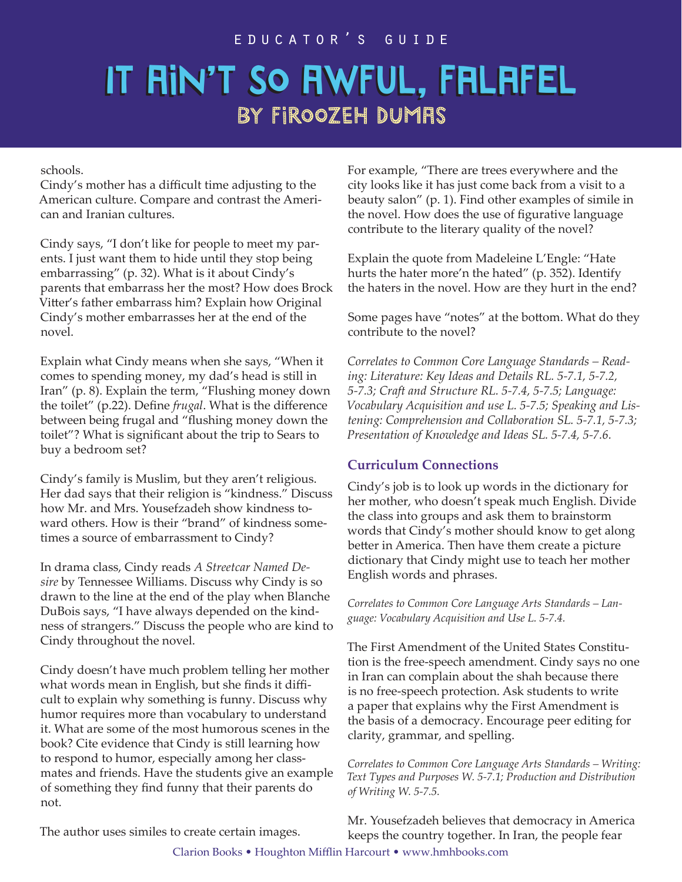schools.

Cindy's mother has a difficult time adjusting to the American culture. Compare and contrast the American and Iranian cultures.

Cindy says, "I don't like for people to meet my parents. I just want them to hide until they stop being embarrassing" (p. 32). What is it about Cindy's parents that embarrass her the most? How does Brock Vitter's father embarrass him? Explain how Original Cindy's mother embarrasses her at the end of the novel.

Explain what Cindy means when she says, "When it comes to spending money, my dad's head is still in Iran" (p. 8). Explain the term, "Flushing money down the toilet" (p.22). Define *frugal*. What is the difference between being frugal and "flushing money down the toilet"? What is significant about the trip to Sears to buy a bedroom set?

Cindy's family is Muslim, but they aren't religious. Her dad says that their religion is "kindness." Discuss how Mr. and Mrs. Yousefzadeh show kindness toward others. How is their "brand" of kindness sometimes a source of embarrassment to Cindy?

In drama class, Cindy reads *A Streetcar Named Desire* by Tennessee Williams. Discuss why Cindy is so drawn to the line at the end of the play when Blanche DuBois says, "I have always depended on the kindness of strangers." Discuss the people who are kind to Cindy throughout the novel.

Cindy doesn't have much problem telling her mother what words mean in English, but she finds it difficult to explain why something is funny. Discuss why humor requires more than vocabulary to understand it. What are some of the most humorous scenes in the book? Cite evidence that Cindy is still learning how to respond to humor, especially among her classmates and friends. Have the students give an example of something they find funny that their parents do not.

The author uses similes to create certain images. For example, "There are trees everywhere and the city looks like it has just come back from a visit to a beauty salon" (p. 1). Find other examples of simile in the novel. How does the use of figurative language contribute to the literary quality of the novel?

Explain the quote from Madeleine L'Engle: "Hate hurts the hater more'n the hated" (p. 352). Identify the haters in the novel. How are they hurt in the end?

Some pages have "notes" at the bottom. What do they contribute to the novel?

*Correlates to Common Core Language Standards – Reading: Literature: Key Ideas and Details RL. 5-7.1, 5-7.2, 5-7.3; Craft and Structure RL. 5-7.4, 5-7.5; Language: Vocabulary Acquisition and use L. 5-7.5; Speaking and Listening: Comprehension and Collaboration SL. 5-7.1, 5-7.3; Presentation of Knowledge and Ideas SL. 5-7.4, 5-7.6.*

### Curriculum Connections

Cindy's job is to look up words in the dictionary for her mother, who doesn't speak much English. Divide the class into groups and ask them to brainstorm words that Cindy's mother should know to get along better in America. Then have them create a picture dictionary that Cindy might use to teach her mother English words and phrases.

*Correlates to Common Core Language Arts Standards – Language: Vocabulary Acquisition and Use L. 5-7.4.*

The First Amendment of the United States Constitution is the free-speech amendment. Cindy says no one in Iran can complain about the shah because there is no free-speech protection. Ask students to write a paper that explains why the First Amendment is the basis of a democracy. Encourage peer editing for clarity, grammar, and spelling.

*Correlates to Common Core Language Arts Standards – Writing: Text Types and Purposes W. 5-7.1; Production and Distribution of Writing W. 5-7.5.*

Mr. Yousefzadeh believes that democracy in America keeps the country together. In Iran, the people fear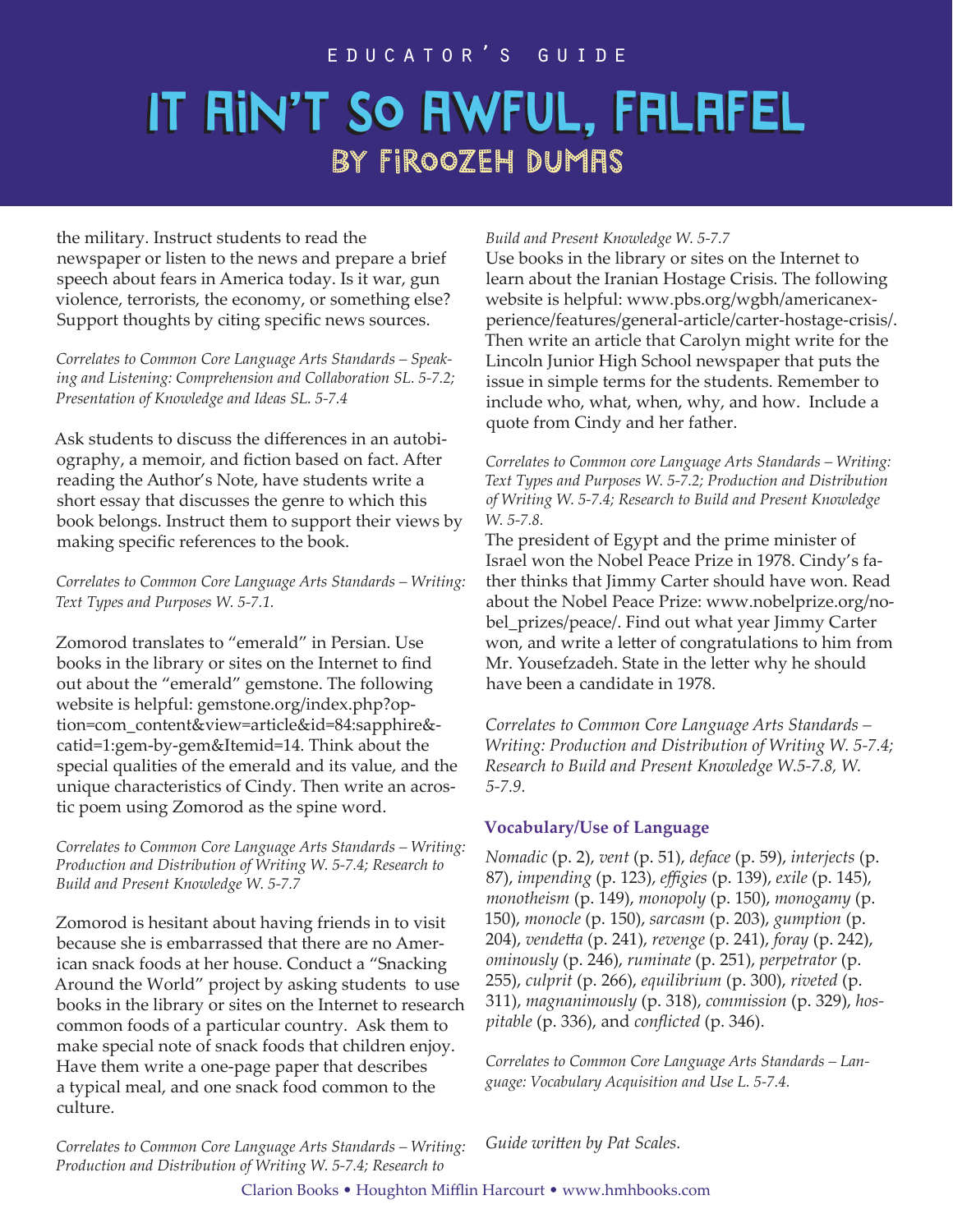the military. Instruct students to read the newspaper or listen to the news and prepare a brief speech about fears in America today. Is it war, gun violence, terrorists, the economy, or something else? Support thoughts by citing specific news sources.

*Correlates to Common Core Language Arts Standards – Speaking and Listening: Comprehension and Collaboration SL. 5-7.2; Presentation of Knowledge and Ideas SL. 5-7.4*

Ask students to discuss the differences in an autobiography, a memoir, and fiction based on fact. After reading the Author's Note, have students write a short essay that discusses the genre to which this book belongs. Instruct them to support their views by making specific references to the book.

*Correlates to Common Core Language Arts Standards – Writing: Text Types and Purposes W. 5-7.1.*

Zomorod translates to "emerald" in Persian. Use books in the library or sites on the Internet to find out about the "emerald" gemstone. The following website is helpful: gemstone.org/index.php?option=com_content&view=article&id=84:sapphire&catid=1:gem-by-gem&Itemid=14. Think about the special qualities of the emerald and its value, and the unique characteristics of Cindy. Then write an acrostic poem using Zomorod as the spine word.

*Correlates to Common Core Language Arts Standards – Writing: Production and Distribution of Writing W. 5-7.4; Research to Build and Present Knowledge W. 5-7.7*

Zomorod is hesitant about having friends in to visit because she is embarrassed that there are no American snack foods at her house. Conduct a "Snacking Around the World" project by asking students to use books in the library or sites on the Internet to research common foods of a particular country. Ask them to make special note of snack foods that children enjoy. Have them write a one-page paper that describes a typical meal, and one snack food common to the culture.

*Correlates to Common Core Language Arts Standards – Writing: Production and Distribution of Writing W. 5-7.4; Research to Build and Present Knowledge W. 5-7.7*

Use books in the library or sites on the Internet to learn about the Iranian Hostage Crisis. The following website is helpful: www.pbs.org/wgbh/americanexperience/features/general-article/carter-hostage-crisis/. Then write an article that Carolyn might write for the Lincoln Junior High School newspaper that puts the issue in simple terms for the students. Remember to include who, what, when, why, and how. Include a quote from Cindy and her father.

*Correlates to Common core Language Arts Standards – Writing: Text Types and Purposes W. 5-7.2; Production and Distribution of Writing W. 5-7.4; Research to Build and Present Knowledge W. 5-7.8.*

The president of Egypt and the prime minister of Israel won the Nobel Peace Prize in 1978. Cindy's father thinks that Jimmy Carter should have won. Read about the Nobel Peace Prize: www.nobelprize.org/nobel_prizes/peace/. Find out what year Jimmy Carter won, and write a letter of congratulations to him from Mr. Yousefzadeh. State in the letter why he should have been a candidate in 1978.

*Correlates to Common Core Language Arts Standards – Writing: Production and Distribution of Writing W. 5-7.4; Research to Build and Present Knowledge W.5-7.8, W. 5-7.9.*

### Vocabulary/Use of Language

*Nomadic* (p. 2), *vent* (p. 51), *deface* (p. 59), *interjects* (p. 87), *impending* (p. 123), *effigies* (p. 139), *exile* (p. 145), *monotheism* (p. 149), *monopoly* (p. 150), *monogamy* (p. 150), *monocle* (p. 150), *sarcasm* (p. 203), *gumption* (p. 204), *vendetta* (p. 241), *revenge* (p. 241), *foray* (p. 242), *ominously* (p. 246), *ruminate* (p. 251), *perpetrator* (p. 255), *culprit* (p. 266), *equilibrium* (p. 300), *riveted* (p. 311), *magnanimously* (p. 318), *commission* (p. 329), *hospitable* (p. 336), and *conflicted* (p. 346).

*Correlates to Common Core Language Arts Standards – Language: Vocabulary Acquisition and Use L. 5-7.4.*

*Guide written by Pat Scales.*

Clarion Books • Houghton Mifflin Harcourt • www.hmhbooks.com